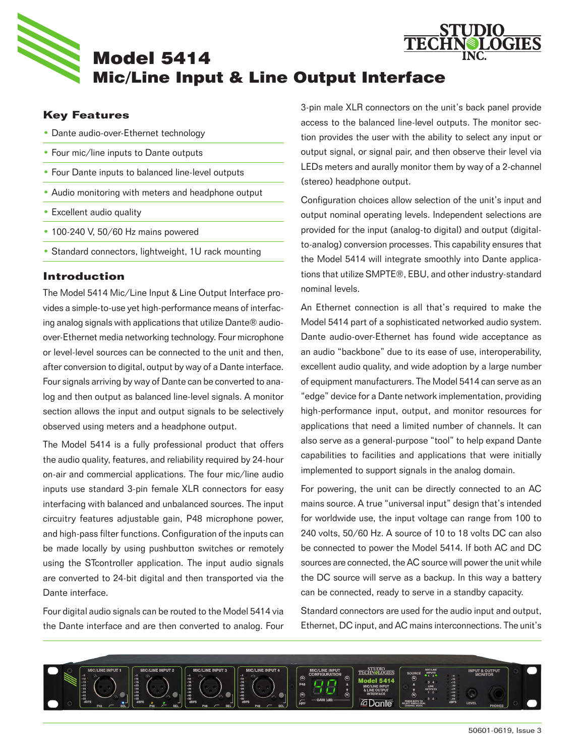# Model 5414
# Mic/Line Input & Line Output Interface

## Key Features

- Dante audio-over-Ethernet technology
- Four mic/line inputs to Dante outputs
- Four Dante inputs to balanced line-level outputs
- Audio monitoring with meters and headphone output
- Excellent audio quality
- 100-240 V, 50/60 Hz mains powered
- Standard connectors, lightweight, 1U rack mounting

## Introduction

The Model 5414 Mic/Line Input & Line Output Interface provides a simple-to-use yet high-performance means of interfacing analog signals with applications that utilize Dante® audio-over-Ethernet media networking technology. Four microphone or level-level sources can be connected to the unit and then, after conversion to digital, output by way of a Dante interface. Four signals arriving by way of Dante can be converted to analog and then output as balanced line-level signals. A monitor section allows the input and output signals to be selectively observed using meters and a headphone output.

The Model 5414 is a fully professional product that offers the audio quality, features, and reliability required by 24-hour on-air and commercial applications. The four mic/line audio inputs use standard 3-pin female XLR connectors for easy interfacing with balanced and unbalanced sources. The input circuitry features adjustable gain, P48 microphone power, and high-pass filter functions. Configuration of the inputs can be made locally by using pushbutton switches or remotely using the STcontroller application. The input audio signals are converted to 24-bit digital and then transported via the Dante interface.

Four digital audio signals can be routed to the Model 5414 via the Dante interface and are then converted to analog. Four 3-pin male XLR connectors on the unit's back panel provide access to the balanced line-level outputs. The monitor section provides the user with the ability to select any input or output signal, or signal pair, and then observe their level via LEDs meters and aurally monitor them by way of a 2-channel (stereo) headphone output.

Configuration choices allow selection of the unit's input and output nominal operating levels. Independent selections are provided for the input (analog-to digital) and output (digital-to-analog) conversion processes. This capability ensures that the Model 5414 will integrate smoothly into Dante applications that utilize SMPTE®, EBU, and other industry-standard nominal levels.

An Ethernet connection is all that's required to make the Model 5414 part of a sophisticated networked audio system. Dante audio-over-Ethernet has found wide acceptance as an audio "backbone" due to its ease of use, interoperability, excellent audio quality, and wide adoption by a large number of equipment manufacturers. The Model 5414 can serve as an "edge" device for a Dante network implementation, providing high-performance input, output, and monitor resources for applications that need a limited number of channels. It can also serve as a general-purpose "tool" to help expand Dante capabilities to facilities and applications that were initially implemented to support signals in the analog domain.

For powering, the unit can be directly connected to an AC mains source. A true "universal input" design that's intended for worldwide use, the input voltage can range from 100 to 240 volts, 50/60 Hz. A source of 10 to 18 volts DC can also be connected to power the Model 5414. If both AC and DC sources are connected, the AC source will power the unit while the DC source will serve as a backup. In this way a battery can be connected, ready to serve in a standby capacity.

Standard connectors are used for the audio input and output, Ethernet, DC input, and AC mains interconnections. The unit's

50601-0619, Issue 3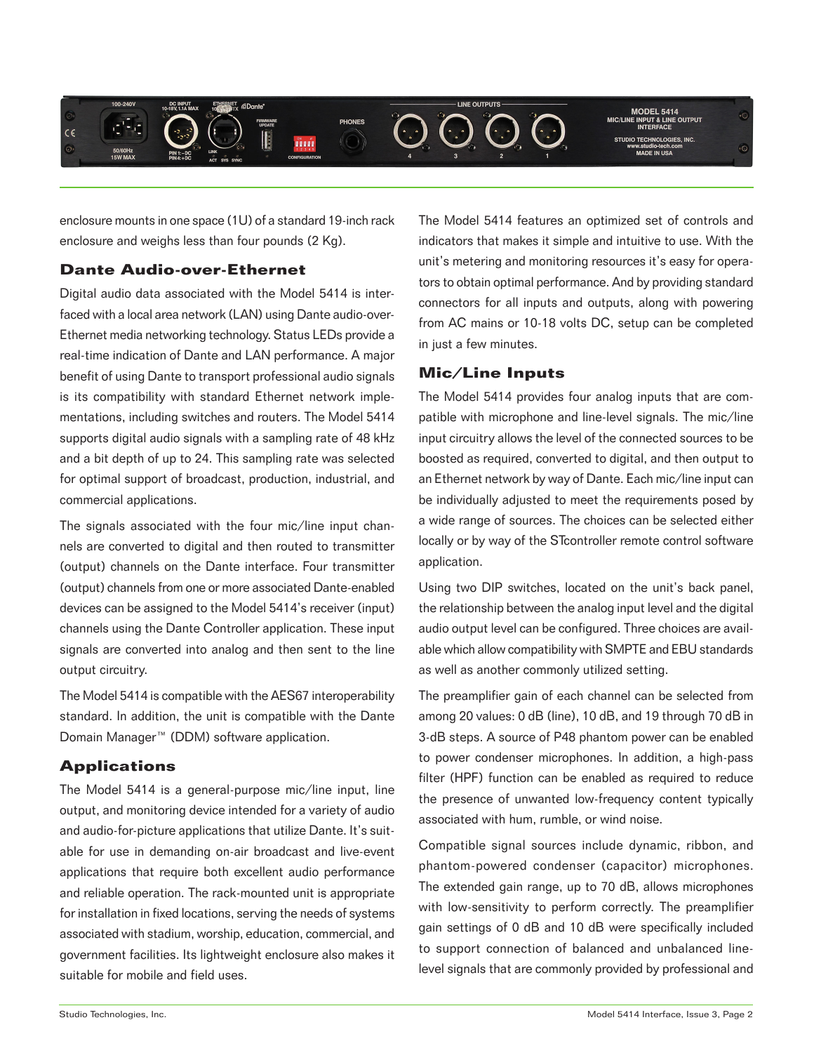enclosure mounts in one space (1U) of a standard 19-inch rack enclosure and weighs less than four pounds (2 Kg).

## Dante Audio-over-Ethernet

Digital audio data associated with the Model 5414 is interfaced with a local area network (LAN) using Dante audio-over-Ethernet media networking technology. Status LEDs provide a real-time indication of Dante and LAN performance. A major benefit of using Dante to transport professional audio signals is its compatibility with standard Ethernet network implementations, including switches and routers. The Model 5414 supports digital audio signals with a sampling rate of 48 kHz and a bit depth of up to 24. This sampling rate was selected for optimal support of broadcast, production, industrial, and commercial applications.

The signals associated with the four mic/line input channels are converted to digital and then routed to transmitter (output) channels on the Dante interface. Four transmitter (output) channels from one or more associated Dante-enabled devices can be assigned to the Model 5414's receiver (input) channels using the Dante Controller application. These input signals are converted into analog and then sent to the line output circuitry.

The Model 5414 is compatible with the AES67 interoperability standard. In addition, the unit is compatible with the Dante Domain Manager™ (DDM) software application.

## Applications

The Model 5414 is a general-purpose mic/line input, line output, and monitoring device intended for a variety of audio and audio-for-picture applications that utilize Dante. It's suitable for use in demanding on-air broadcast and live-event applications that require both excellent audio performance and reliable operation. The rack-mounted unit is appropriate for installation in fixed locations, serving the needs of systems associated with stadium, worship, education, commercial, and government facilities. Its lightweight enclosure also makes it suitable for mobile and field uses.

The Model 5414 features an optimized set of controls and indicators that makes it simple and intuitive to use. With the unit's metering and monitoring resources it's easy for operators to obtain optimal performance. And by providing standard connectors for all inputs and outputs, along with powering from AC mains or 10-18 volts DC, setup can be completed in just a few minutes.

## Mic/Line Inputs

The Model 5414 provides four analog inputs that are compatible with microphone and line-level signals. The mic/line input circuitry allows the level of the connected sources to be boosted as required, converted to digital, and then output to an Ethernet network by way of Dante. Each mic/line input can be individually adjusted to meet the requirements posed by a wide range of sources. The choices can be selected either locally or by way of the STcontroller remote control software application.

Using two DIP switches, located on the unit's back panel, the relationship between the analog input level and the digital audio output level can be configured. Three choices are available which allow compatibility with SMPTE and EBU standards as well as another commonly utilized setting.

The preamplifier gain of each channel can be selected from among 20 values: 0 dB (line), 10 dB, and 19 through 70 dB in 3-dB steps. A source of P48 phantom power can be enabled to power condenser microphones. In addition, a high-pass filter (HPF) function can be enabled as required to reduce the presence of unwanted low-frequency content typically associated with hum, rumble, or wind noise.

Compatible signal sources include dynamic, ribbon, and phantom-powered condenser (capacitor) microphones. The extended gain range, up to 70 dB, allows microphones with low-sensitivity to perform correctly. The preamplifier gain settings of 0 dB and 10 dB were specifically included to support connection of balanced and unbalanced line-level signals that are commonly provided by professional and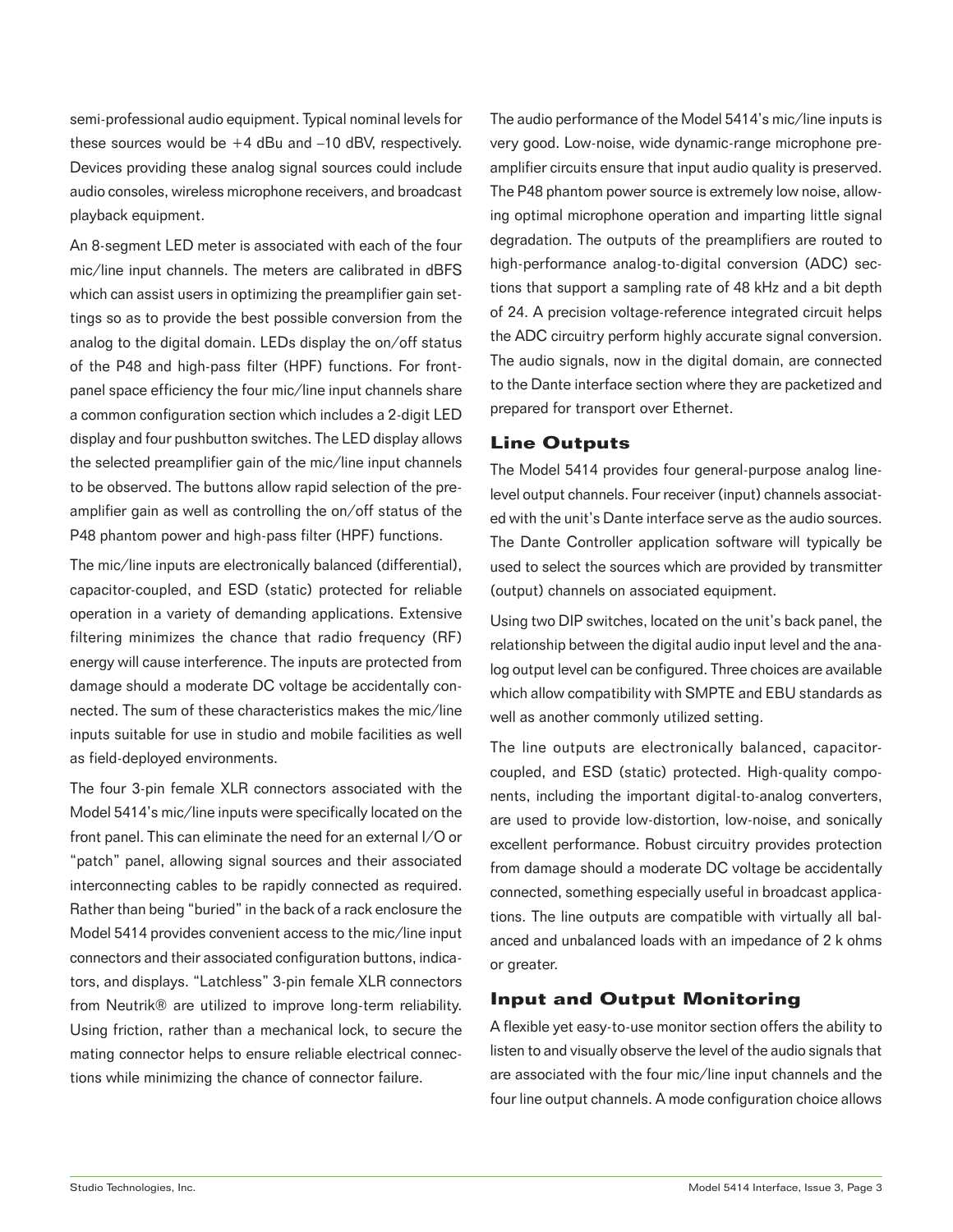semi-professional audio equipment. Typical nominal levels for these sources would be +4 dBu and –10 dBV, respectively. Devices providing these analog signal sources could include audio consoles, wireless microphone receivers, and broadcast playback equipment.

An 8-segment LED meter is associated with each of the four mic/line input channels. The meters are calibrated in dBFS which can assist users in optimizing the preamplifier gain settings so as to provide the best possible conversion from the analog to the digital domain. LEDs display the on/off status of the P48 and high-pass filter (HPF) functions. For front-panel space efficiency the four mic/line input channels share a common configuration section which includes a 2-digit LED display and four pushbutton switches. The LED display allows the selected preamplifier gain of the mic/line input channels to be observed. The buttons allow rapid selection of the preamplifier gain as well as controlling the on/off status of the P48 phantom power and high-pass filter (HPF) functions.

The mic/line inputs are electronically balanced (differential), capacitor-coupled, and ESD (static) protected for reliable operation in a variety of demanding applications. Extensive filtering minimizes the chance that radio frequency (RF) energy will cause interference. The inputs are protected from damage should a moderate DC voltage be accidentally connected. The sum of these characteristics makes the mic/line inputs suitable for use in studio and mobile facilities as well as field-deployed environments.

The four 3-pin female XLR connectors associated with the Model 5414's mic/line inputs were specifically located on the front panel. This can eliminate the need for an external I/O or "patch" panel, allowing signal sources and their associated interconnecting cables to be rapidly connected as required. Rather than being "buried" in the back of a rack enclosure the Model 5414 provides convenient access to the mic/line input connectors and their associated configuration buttons, indicators, and displays. "Latchless" 3-pin female XLR connectors from Neutrik® are utilized to improve long-term reliability. Using friction, rather than a mechanical lock, to secure the mating connector helps to ensure reliable electrical connections while minimizing the chance of connector failure.

The audio performance of the Model 5414's mic/line inputs is very good. Low-noise, wide dynamic-range microphone preamplifier circuits ensure that input audio quality is preserved. The P48 phantom power source is extremely low noise, allowing optimal microphone operation and imparting little signal degradation. The outputs of the preamplifiers are routed to high-performance analog-to-digital conversion (ADC) sections that support a sampling rate of 48 kHz and a bit depth of 24. A precision voltage-reference integrated circuit helps the ADC circuitry perform highly accurate signal conversion. The audio signals, now in the digital domain, are connected to the Dante interface section where they are packetized and prepared for transport over Ethernet.

## Line Outputs

The Model 5414 provides four general-purpose analog line-level output channels. Four receiver (input) channels associated with the unit's Dante interface serve as the audio sources. The Dante Controller application software will typically be used to select the sources which are provided by transmitter (output) channels on associated equipment.

Using two DIP switches, located on the unit's back panel, the relationship between the digital audio input level and the analog output level can be configured. Three choices are available which allow compatibility with SMPTE and EBU standards as well as another commonly utilized setting.

The line outputs are electronically balanced, capacitor-coupled, and ESD (static) protected. High-quality components, including the important digital-to-analog converters, are used to provide low-distortion, low-noise, and sonically excellent performance. Robust circuitry provides protection from damage should a moderate DC voltage be accidentally connected, something especially useful in broadcast applications. The line outputs are compatible with virtually all balanced and unbalanced loads with an impedance of 2 k ohms or greater.

## Input and Output Monitoring

A flexible yet easy-to-use monitor section offers the ability to listen to and visually observe the level of the audio signals that are associated with the four mic/line input channels and the four line output channels. A mode configuration choice allows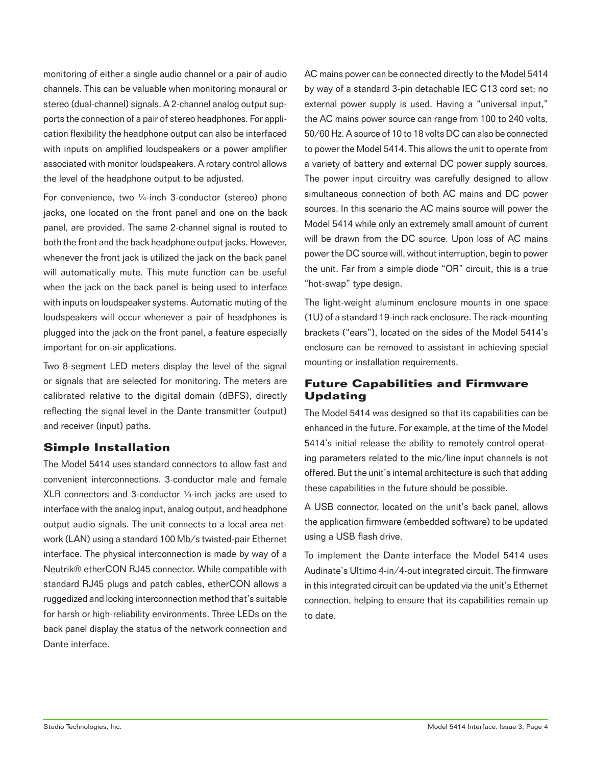monitoring of either a single audio channel or a pair of audio channels. This can be valuable when monitoring monaural or stereo (dual-channel) signals. A 2-channel analog output supports the connection of a pair of stereo headphones. For application flexibility the headphone output can also be interfaced with inputs on amplified loudspeakers or a power amplifier associated with monitor loudspeakers. A rotary control allows the level of the headphone output to be adjusted.

For convenience, two ¼-inch 3-conductor (stereo) phone jacks, one located on the front panel and one on the back panel, are provided. The same 2-channel signal is routed to both the front and the back headphone output jacks. However, whenever the front jack is utilized the jack on the back panel will automatically mute. This mute function can be useful when the jack on the back panel is being used to interface with inputs on loudspeaker systems. Automatic muting of the loudspeakers will occur whenever a pair of headphones is plugged into the jack on the front panel, a feature especially important for on-air applications.

Two 8-segment LED meters display the level of the signal or signals that are selected for monitoring. The meters are calibrated relative to the digital domain (dBFS), directly reflecting the signal level in the Dante transmitter (output) and receiver (input) paths.

## Simple Installation

The Model 5414 uses standard connectors to allow fast and convenient interconnections. 3-conductor male and female XLR connectors and 3-conductor ¼-inch jacks are used to interface with the analog input, analog output, and headphone output audio signals. The unit connects to a local area network (LAN) using a standard 100 Mb/s twisted-pair Ethernet interface. The physical interconnection is made by way of a Neutrik® etherCON RJ45 connector. While compatible with standard RJ45 plugs and patch cables, etherCON allows a ruggedized and locking interconnection method that's suitable for harsh or high-reliability environments. Three LEDs on the back panel display the status of the network connection and Dante interface.

AC mains power can be connected directly to the Model 5414 by way of a standard 3-pin detachable IEC C13 cord set; no external power supply is used. Having a "universal input," the AC mains power source can range from 100 to 240 volts, 50/60 Hz. A source of 10 to 18 volts DC can also be connected to power the Model 5414. This allows the unit to operate from a variety of battery and external DC power supply sources. The power input circuitry was carefully designed to allow simultaneous connection of both AC mains and DC power sources. In this scenario the AC mains source will power the Model 5414 while only an extremely small amount of current will be drawn from the DC source. Upon loss of AC mains power the DC source will, without interruption, begin to power the unit. Far from a simple diode "OR" circuit, this is a true "hot-swap" type design.

The light-weight aluminum enclosure mounts in one space (1U) of a standard 19-inch rack enclosure. The rack-mounting brackets ("ears"), located on the sides of the Model 5414's enclosure can be removed to assistant in achieving special mounting or installation requirements.

## Future Capabilities and Firmware Updating

The Model 5414 was designed so that its capabilities can be enhanced in the future. For example, at the time of the Model 5414's initial release the ability to remotely control operating parameters related to the mic/line input channels is not offered. But the unit's internal architecture is such that adding these capabilities in the future should be possible.

A USB connector, located on the unit's back panel, allows the application firmware (embedded software) to be updated using a USB flash drive.

To implement the Dante interface the Model 5414 uses Audinate's Ultimo 4-in/4-out integrated circuit. The firmware in this integrated circuit can be updated via the unit's Ethernet connection, helping to ensure that its capabilities remain up to date.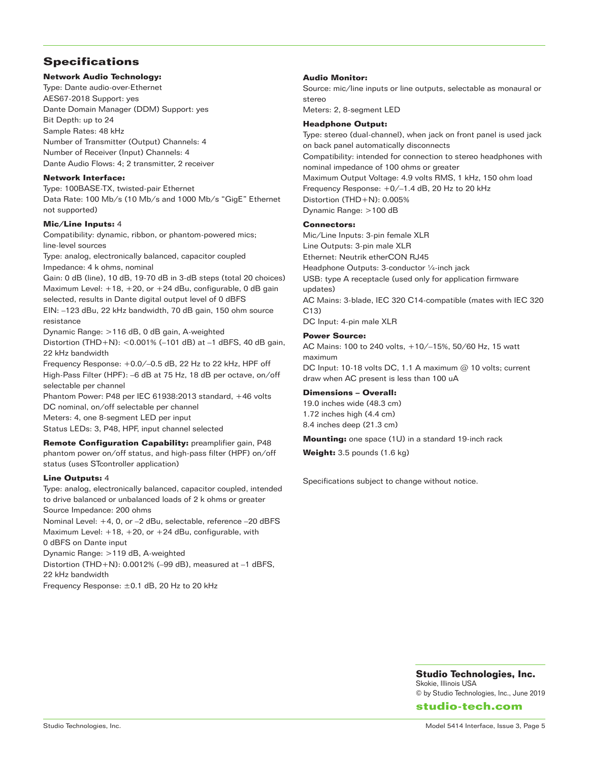## Specifications

**Network Audio Technology:**
Type: Dante audio-over-Ethernet
AES67-2018 Support: yes
Dante Domain Manager (DDM) Support: yes
Bit Depth: up to 24
Sample Rates: 48 kHz
Number of Transmitter (Output) Channels: 4
Number of Receiver (Input) Channels: 4
Dante Audio Flows: 4; 2 transmitter, 2 receiver

**Network Interface:**
Type: 100BASE-TX, twisted-pair Ethernet
Data Rate: 100 Mb/s (10 Mb/s and 1000 Mb/s "GigE" Ethernet not supported)

**Mic/Line Inputs:** 4
Compatibility: dynamic, ribbon, or phantom-powered mics; line-level sources
Type: analog, electronically balanced, capacitor coupled
Impedance: 4 k ohms, nominal
Gain: 0 dB (line), 10 dB, 19-70 dB in 3-dB steps (total 20 choices)
Maximum Level: +18, +20, or +24 dBu, configurable, 0 dB gain selected, results in Dante digital output level of 0 dBFS
EIN: –123 dBu, 22 kHz bandwidth, 70 dB gain, 150 ohm source resistance
Dynamic Range: >116 dB, 0 dB gain, A-weighted
Distortion (THD+N): <0.001% (–101 dB) at –1 dBFS, 40 dB gain, 22 kHz bandwidth
Frequency Response: +0.0/–0.5 dB, 22 Hz to 22 kHz, HPF off
High-Pass Filter (HPF): –6 dB at 75 Hz, 18 dB per octave, on/off selectable per channel
Phantom Power: P48 per IEC 61938:2013 standard, +46 volts DC nominal, on/off selectable per channel
Meters: 4, one 8-segment LED per input
Status LEDs: 3, P48, HPF, input channel selected

**Remote Configuration Capability:** preamplifier gain, P48 phantom power on/off status, and high-pass filter (HPF) on/off status (uses STcontroller application)

**Line Outputs:** 4
Type: analog, electronically balanced, capacitor coupled, intended to drive balanced or unbalanced loads of 2 k ohms or greater
Source Impedance: 200 ohms
Nominal Level: +4, 0, or –2 dBu, selectable, reference –20 dBFS
Maximum Level: +18, +20, or +24 dBu, configurable, with 0 dBFS on Dante input
Dynamic Range: >119 dB, A-weighted
Distortion (THD+N): 0.0012% (–99 dB), measured at –1 dBFS, 22 kHz bandwidth
Frequency Response: ±0.1 dB, 20 Hz to 20 kHz

**Audio Monitor:**
Source: mic/line inputs or line outputs, selectable as monaural or stereo
Meters: 2, 8-segment LED

**Headphone Output:**
Type: stereo (dual-channel), when jack on front panel is used jack on back panel automatically disconnects
Compatibility: intended for connection to stereo headphones with nominal impedance of 100 ohms or greater
Maximum Output Voltage: 4.9 volts RMS, 1 kHz, 150 ohm load
Frequency Response: +0/–1.4 dB, 20 Hz to 20 kHz
Distortion (THD+N): 0.005%
Dynamic Range: >100 dB

**Connectors:**
Mic/Line Inputs: 3-pin female XLR
Line Outputs: 3-pin male XLR
Ethernet: Neutrik etherCON RJ45
Headphone Outputs: 3-conductor ¼-inch jack
USB: type A receptacle (used only for application firmware updates)
AC Mains: 3-blade, IEC 320 C14-compatible (mates with IEC 320 C13)
DC Input: 4-pin male XLR

**Power Source:**
AC Mains: 100 to 240 volts, +10/–15%, 50/60 Hz, 15 watt maximum
DC Input: 10-18 volts DC, 1.1 A maximum @ 10 volts; current draw when AC present is less than 100 uA

**Dimensions – Overall:**
19.0 inches wide (48.3 cm)
1.72 inches high (4.4 cm)
8.4 inches deep (21.3 cm)

**Mounting:** one space (1U) in a standard 19-inch rack

**Weight:** 3.5 pounds (1.6 kg)

Specifications subject to change without notice.

**Studio Technologies, Inc.**
Skokie, Illinois USA
© by Studio Technologies, Inc., June 2019

**studio-tech.com**